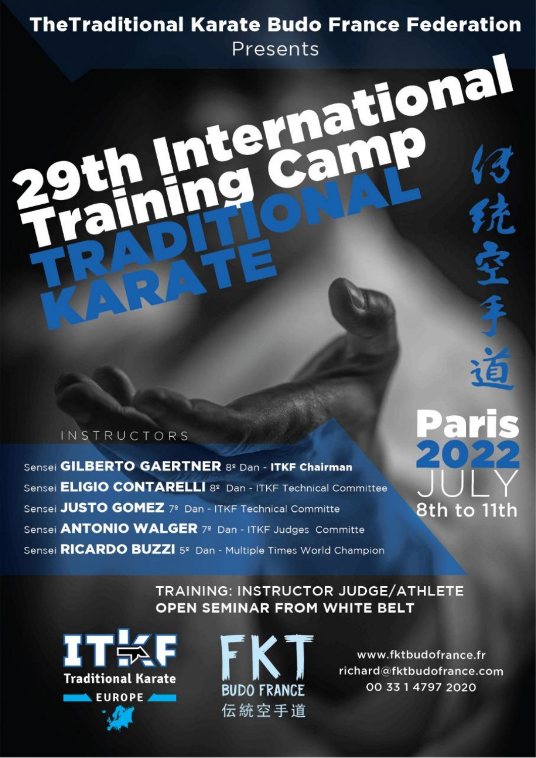TheTraditional Karate Budo France Federation

Presents

# 29th International Training Camp

# TRADITIONAL KARATE

伝統空手道

**Paris**
**2022**
**JULY**
**8th to 11th**

INSTRUCTORS

- Sensei **GILBERTO GAERTNER** 8º Dan - **ITKF Chairman**
- Sensei **ELIGIO CONTARELLI** 8º Dan - ITKF Technical Committee
- Sensei **JUSTO GOMEZ** 7º Dan - ITKF Technical Committe
- Sensei **ANTONIO WALGER** 7º Dan - ITKF Judges Committe
- Sensei **RICARDO BUZZI** 5º Dan - Multiple Times World Champion

TRAINING: INSTRUCTOR JUDGE/ATHLETE
OPEN SEMINAR FROM WHITE BELT

ITKF Traditional Karate EUROPE

FKT BUDO FRANCE 伝統空手道

www.fktbudofrance.fr
richard@fktbudofrance.com
00 33 1 4797 2020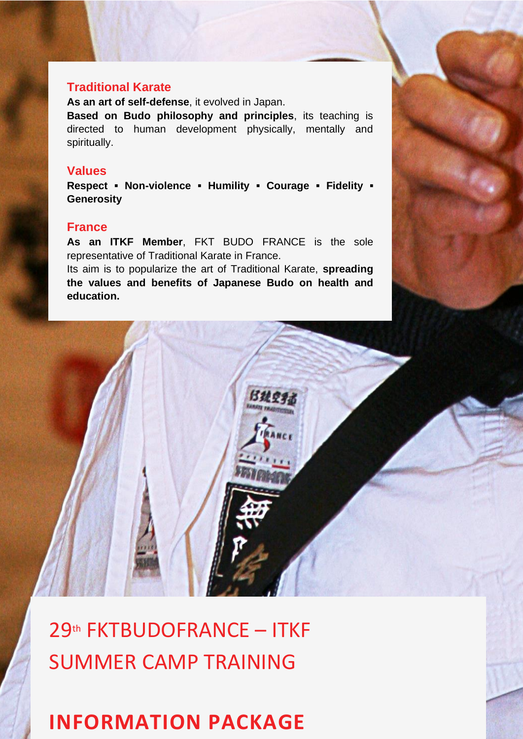## Traditional Karate

**As an art of self-defense**, it evolved in Japan.
**Based on Budo philosophy and principles**, its teaching is directed to human development physically, mentally and spiritually.

## Values

**Respect ▪ Non-violence ▪ Humility ▪ Courage ▪ Fidelity ▪ Generosity**

## France

**As an ITKF Member**, FKT BUDO FRANCE is the sole representative of Traditional Karate in France.
Its aim is to popularize the art of Traditional Karate, **spreading the values and benefits of Japanese Budo on health and education.**

# 29th FKTBUDOFRANCE – ITKF SUMMER CAMP TRAINING

# INFORMATION PACKAGE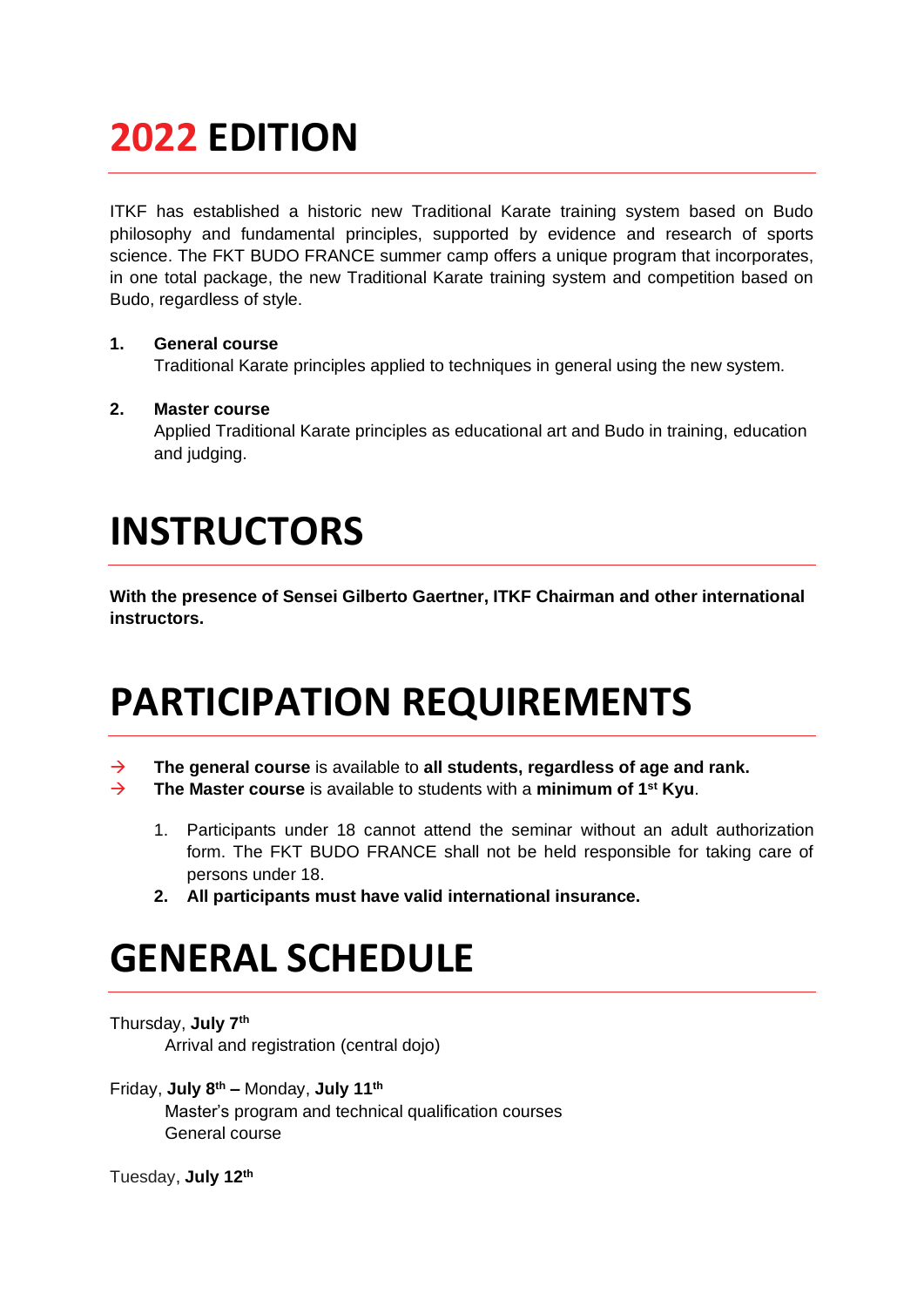# 2022 EDITION

ITKF has established a historic new Traditional Karate training system based on Budo philosophy and fundamental principles, supported by evidence and research of sports science. The FKT BUDO FRANCE summer camp offers a unique program that incorporates, in one total package, the new Traditional Karate training system and competition based on Budo, regardless of style.

1. **General course**
   Traditional Karate principles applied to techniques in general using the new system.

2. **Master course**
   Applied Traditional Karate principles as educational art and Budo in training, education and judging.

# INSTRUCTORS

**With the presence of Sensei Gilberto Gaertner, ITKF Chairman and other international instructors.**

# PARTICIPATION REQUIREMENTS

→ **The general course** is available to **all students, regardless of age and rank.**
→ **The Master course** is available to students with a **minimum of 1st Kyu**.

1. Participants under 18 cannot attend the seminar without an adult authorization form. The FKT BUDO FRANCE shall not be held responsible for taking care of persons under 18.
2. **All participants must have valid international insurance.**

# GENERAL SCHEDULE

Thursday, **July 7th**
    Arrival and registration (central dojo)

Friday, **July 8th –** Monday, **July 11th**
    Master's program and technical qualification courses
    General course

Tuesday, **July 12th**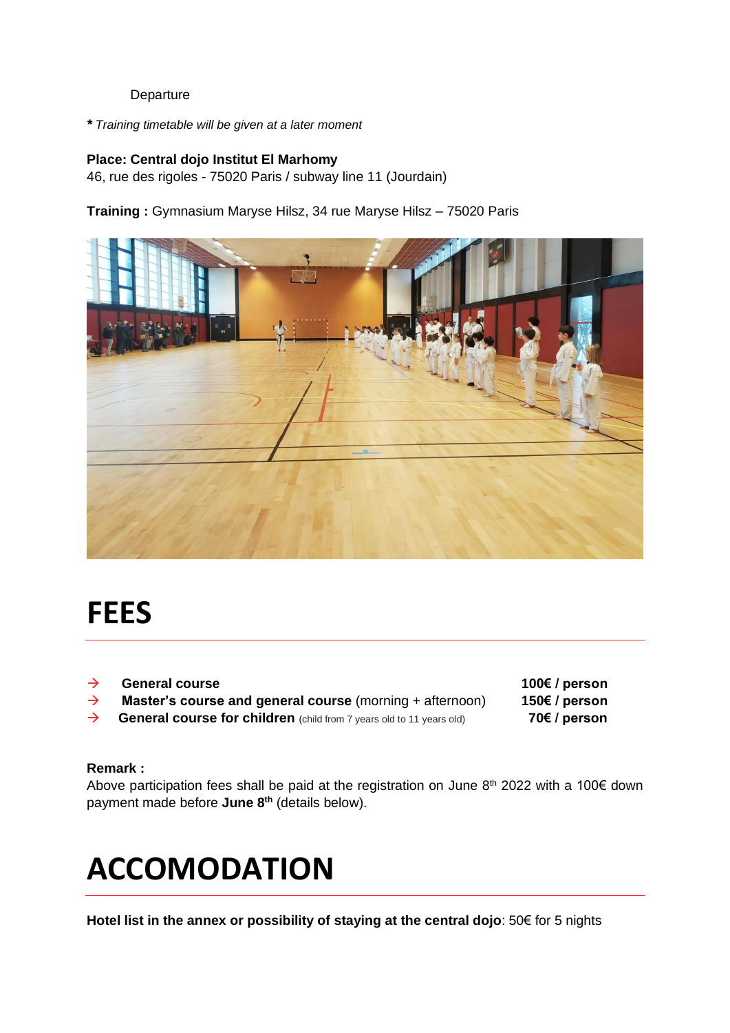Departure

* *Training timetable will be given at a later moment*

**Place: Central dojo Institut El Marhomy**
46, rue des rigoles - 75020 Paris / subway line 11 (Jourdain)

**Training :** Gymnasium Maryse Hilsz, 34 rue Maryse Hilsz – 75020 Paris

# FEES

- → **General course** — **100€ / person**
- → **Master's course and general course** (morning + afternoon) — **150€ / person**
- → **General course for children** (child from 7 years old to 11 years old) — **70€ / person**

**Remark :**
Above participation fees shall be paid at the registration on June 8th 2022 with a 100€ down payment made before **June 8th** (details below).

# ACCOMODATION

**Hotel list in the annex or possibility of staying at the central dojo**: 50€ for 5 nights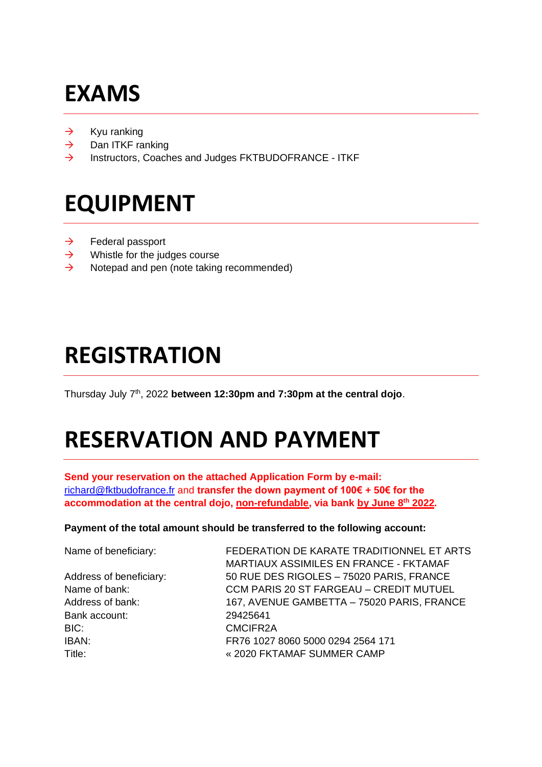# EXAMS

- → Kyu ranking
- → Dan ITKF ranking
- → Instructors, Coaches and Judges FKTBUDOFRANCE - ITKF

# EQUIPMENT

- → Federal passport
- → Whistle for the judges course
- → Notepad and pen (note taking recommended)

# REGISTRATION

Thursday July 7th, 2022 **between 12:30pm and 7:30pm at the central dojo**.

# RESERVATION AND PAYMENT

**Send your reservation on the attached Application Form by e-mail:** richard@fktbudofrance.fr and **transfer the down payment of 100€ + 50€ for the accommodation at the central dojo, non-refundable, via bank by June 8th 2022.**

**Payment of the total amount should be transferred to the following account:**

| | |
|---|---|
| Name of beneficiary: | FEDERATION DE KARATE TRADITIONNEL ET ARTS MARTIAUX ASSIMILES EN FRANCE - FKTAMAF |
| Address of beneficiary: | 50 RUE DES RIGOLES – 75020 PARIS, FRANCE |
| Name of bank: | CCM PARIS 20 ST FARGEAU – CREDIT MUTUEL |
| Address of bank: | 167, AVENUE GAMBETTA – 75020 PARIS, FRANCE |
| Bank account: | 29425641 |
| BIC: | CMCIFR2A |
| IBAN: | FR76 1027 8060 5000 0294 2564 171 |
| Title: | « 2020 FKTAMAF SUMMER CAMP |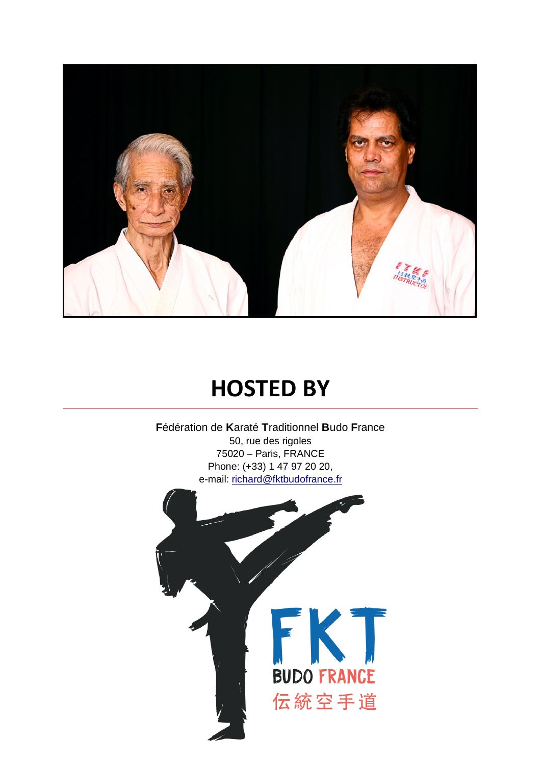# HOSTED BY

**F**édération de **K**araté **T**raditionnel **B**udo **F**rance
50, rue des rigoles
75020 – Paris, FRANCE
Phone: (+33) 1 47 97 20 20,
e-mail: richard@fktbudofrance.fr